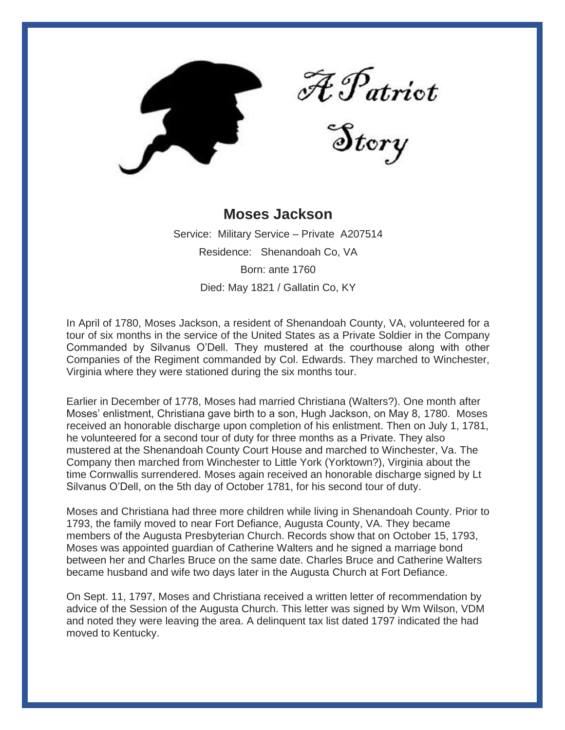# A Patriot Story

## Moses Jackson

Service: Military Service – Private A207514

Residence: Shenandoah Co, VA

Born: ante 1760

Died: May 1821 / Gallatin Co, KY

In April of 1780, Moses Jackson, a resident of Shenandoah County, VA, volunteered for a tour of six months in the service of the United States as a Private Soldier in the Company Commanded by Silvanus O'Dell. They mustered at the courthouse along with other Companies of the Regiment commanded by Col. Edwards. They marched to Winchester, Virginia where they were stationed during the six months tour.

Earlier in December of 1778, Moses had married Christiana (Walters?). One month after Moses' enlistment, Christiana gave birth to a son, Hugh Jackson, on May 8, 1780. Moses received an honorable discharge upon completion of his enlistment. Then on July 1, 1781, he volunteered for a second tour of duty for three months as a Private. They also mustered at the Shenandoah County Court House and marched to Winchester, Va. The Company then marched from Winchester to Little York (Yorktown?), Virginia about the time Cornwallis surrendered. Moses again received an honorable discharge signed by Lt Silvanus O'Dell, on the 5th day of October 1781, for his second tour of duty.

Moses and Christiana had three more children while living in Shenandoah County. Prior to 1793, the family moved to near Fort Defiance, Augusta County, VA. They became members of the Augusta Presbyterian Church. Records show that on October 15, 1793, Moses was appointed guardian of Catherine Walters and he signed a marriage bond between her and Charles Bruce on the same date. Charles Bruce and Catherine Walters became husband and wife two days later in the Augusta Church at Fort Defiance.

On Sept. 11, 1797, Moses and Christiana received a written letter of recommendation by advice of the Session of the Augusta Church. This letter was signed by Wm Wilson, VDM and noted they were leaving the area. A delinquent tax list dated 1797 indicated the had moved to Kentucky.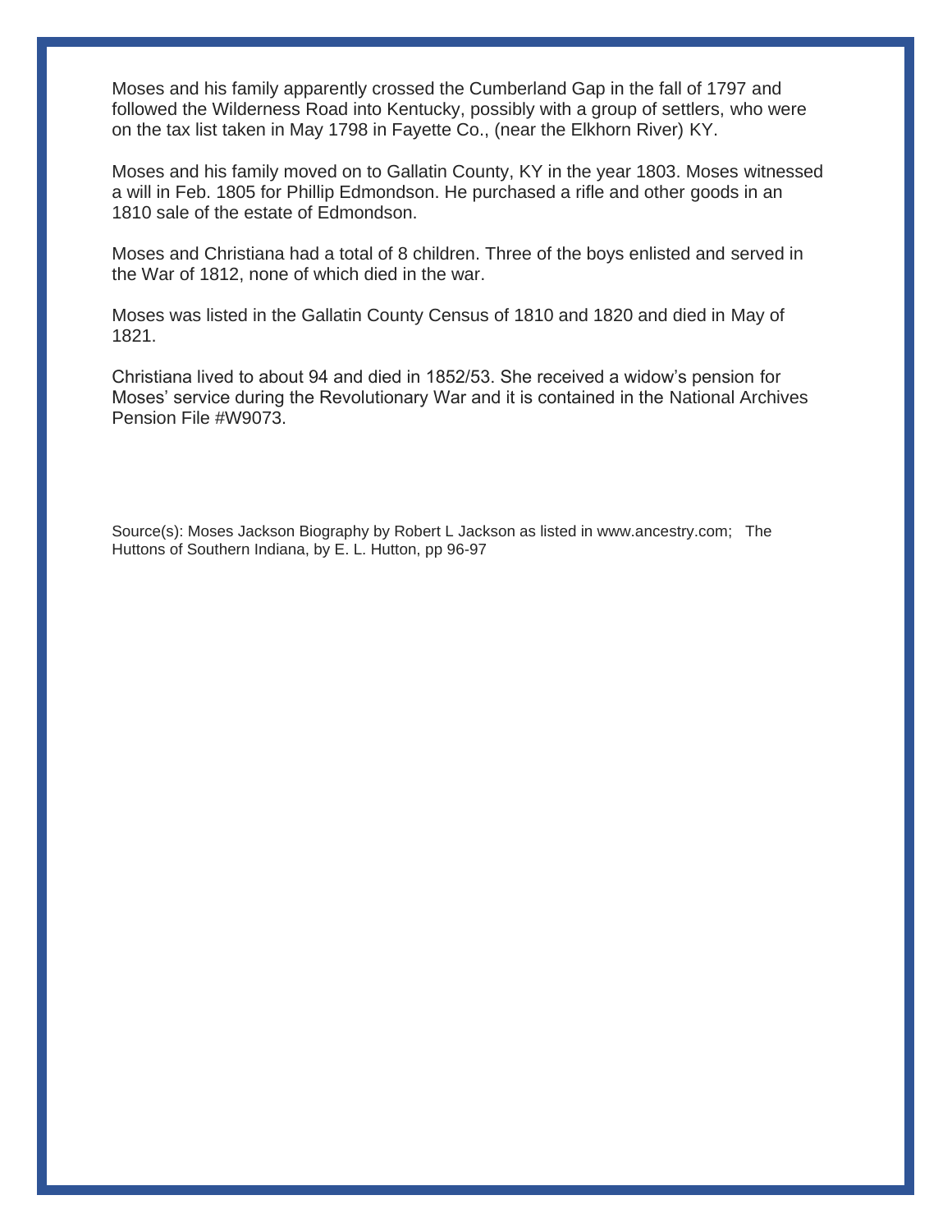Moses and his family apparently crossed the Cumberland Gap in the fall of 1797 and followed the Wilderness Road into Kentucky, possibly with a group of settlers, who were on the tax list taken in May 1798 in Fayette Co., (near the Elkhorn River) KY.

Moses and his family moved on to Gallatin County, KY in the year 1803. Moses witnessed a will in Feb. 1805 for Phillip Edmondson. He purchased a rifle and other goods in an 1810 sale of the estate of Edmondson.

Moses and Christiana had a total of 8 children. Three of the boys enlisted and served in the War of 1812, none of which died in the war.

Moses was listed in the Gallatin County Census of 1810 and 1820 and died in May of 1821.

Christiana lived to about 94 and died in 1852/53. She received a widow's pension for Moses' service during the Revolutionary War and it is contained in the National Archives Pension File #W9073.

Source(s): Moses Jackson Biography by Robert L Jackson as listed in www.ancestry.com; The Huttons of Southern Indiana, by E. L. Hutton, pp 96-97